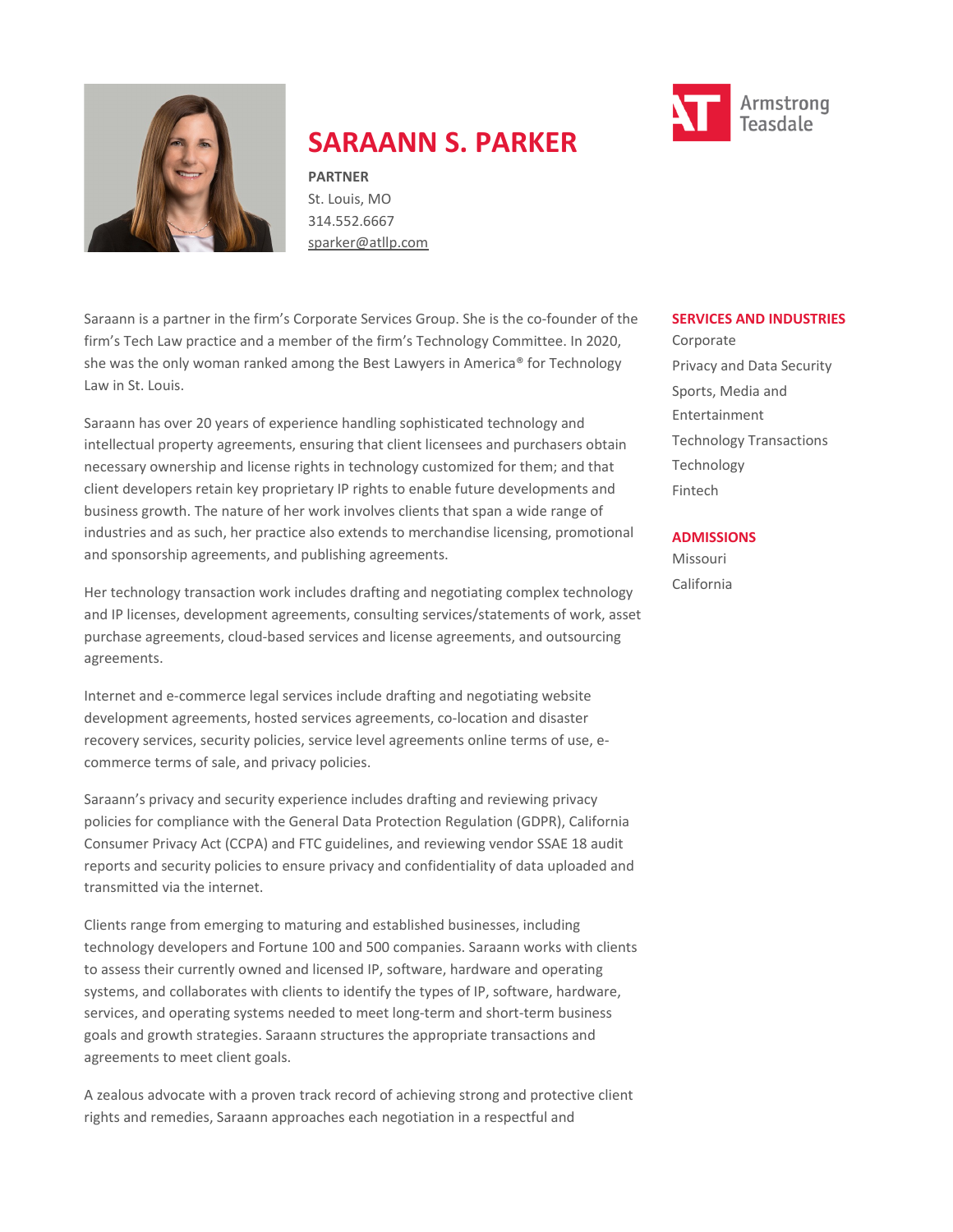# SARAANN S. PARKER

**PARTNER**
St. Louis, MO
314.552.6667
sparker@atllp.com

Armstrong Teasdale

Saraann is a partner in the firm's Corporate Services Group. She is the co-founder of the firm's Tech Law practice and a member of the firm's Technology Committee. In 2020, she was the only woman ranked among the Best Lawyers in America® for Technology Law in St. Louis.

Saraann has over 20 years of experience handling sophisticated technology and intellectual property agreements, ensuring that client licensees and purchasers obtain necessary ownership and license rights in technology customized for them; and that client developers retain key proprietary IP rights to enable future developments and business growth. The nature of her work involves clients that span a wide range of industries and as such, her practice also extends to merchandise licensing, promotional and sponsorship agreements, and publishing agreements.

Her technology transaction work includes drafting and negotiating complex technology and IP licenses, development agreements, consulting services/statements of work, asset purchase agreements, cloud-based services and license agreements, and outsourcing agreements.

Internet and e-commerce legal services include drafting and negotiating website development agreements, hosted services agreements, co-location and disaster recovery services, security policies, service level agreements online terms of use, e-commerce terms of sale, and privacy policies.

Saraann's privacy and security experience includes drafting and reviewing privacy policies for compliance with the General Data Protection Regulation (GDPR), California Consumer Privacy Act (CCPA) and FTC guidelines, and reviewing vendor SSAE 18 audit reports and security policies to ensure privacy and confidentiality of data uploaded and transmitted via the internet.

Clients range from emerging to maturing and established businesses, including technology developers and Fortune 100 and 500 companies. Saraann works with clients to assess their currently owned and licensed IP, software, hardware and operating systems, and collaborates with clients to identify the types of IP, software, hardware, services, and operating systems needed to meet long-term and short-term business goals and growth strategies. Saraann structures the appropriate transactions and agreements to meet client goals.

A zealous advocate with a proven track record of achieving strong and protective client rights and remedies, Saraann approaches each negotiation in a respectful and

## SERVICES AND INDUSTRIES

Corporate
Privacy and Data Security
Sports, Media and Entertainment
Technology Transactions
Technology
Fintech

## ADMISSIONS

Missouri
California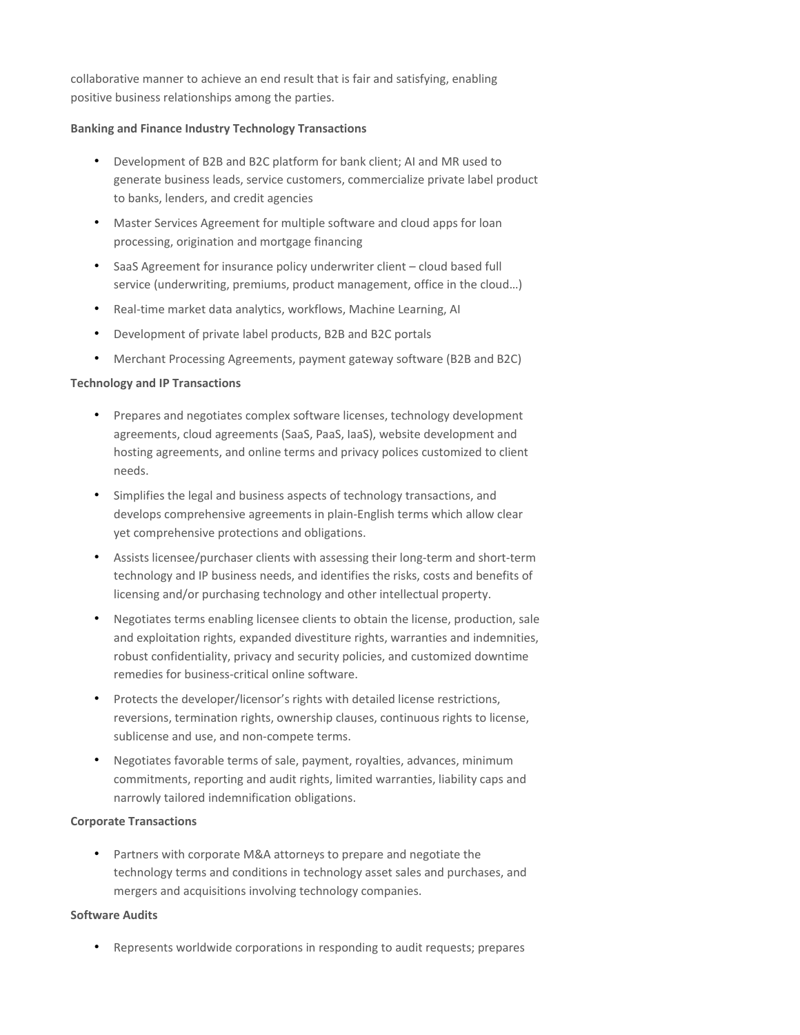collaborative manner to achieve an end result that is fair and satisfying, enabling positive business relationships among the parties.

**Banking and Finance Industry Technology Transactions**

- Development of B2B and B2C platform for bank client; AI and MR used to generate business leads, service customers, commercialize private label product to banks, lenders, and credit agencies
- Master Services Agreement for multiple software and cloud apps for loan processing, origination and mortgage financing
- SaaS Agreement for insurance policy underwriter client – cloud based full service (underwriting, premiums, product management, office in the cloud…)
- Real-time market data analytics, workflows, Machine Learning, AI
- Development of private label products, B2B and B2C portals
- Merchant Processing Agreements, payment gateway software (B2B and B2C)

**Technology and IP Transactions**

- Prepares and negotiates complex software licenses, technology development agreements, cloud agreements (SaaS, PaaS, IaaS), website development and hosting agreements, and online terms and privacy polices customized to client needs.
- Simplifies the legal and business aspects of technology transactions, and develops comprehensive agreements in plain-English terms which allow clear yet comprehensive protections and obligations.
- Assists licensee/purchaser clients with assessing their long-term and short-term technology and IP business needs, and identifies the risks, costs and benefits of licensing and/or purchasing technology and other intellectual property.
- Negotiates terms enabling licensee clients to obtain the license, production, sale and exploitation rights, expanded divestiture rights, warranties and indemnities, robust confidentiality, privacy and security policies, and customized downtime remedies for business-critical online software.
- Protects the developer/licensor's rights with detailed license restrictions, reversions, termination rights, ownership clauses, continuous rights to license, sublicense and use, and non-compete terms.
- Negotiates favorable terms of sale, payment, royalties, advances, minimum commitments, reporting and audit rights, limited warranties, liability caps and narrowly tailored indemnification obligations.

**Corporate Transactions**

- Partners with corporate M&A attorneys to prepare and negotiate the technology terms and conditions in technology asset sales and purchases, and mergers and acquisitions involving technology companies.

**Software Audits**

- Represents worldwide corporations in responding to audit requests; prepares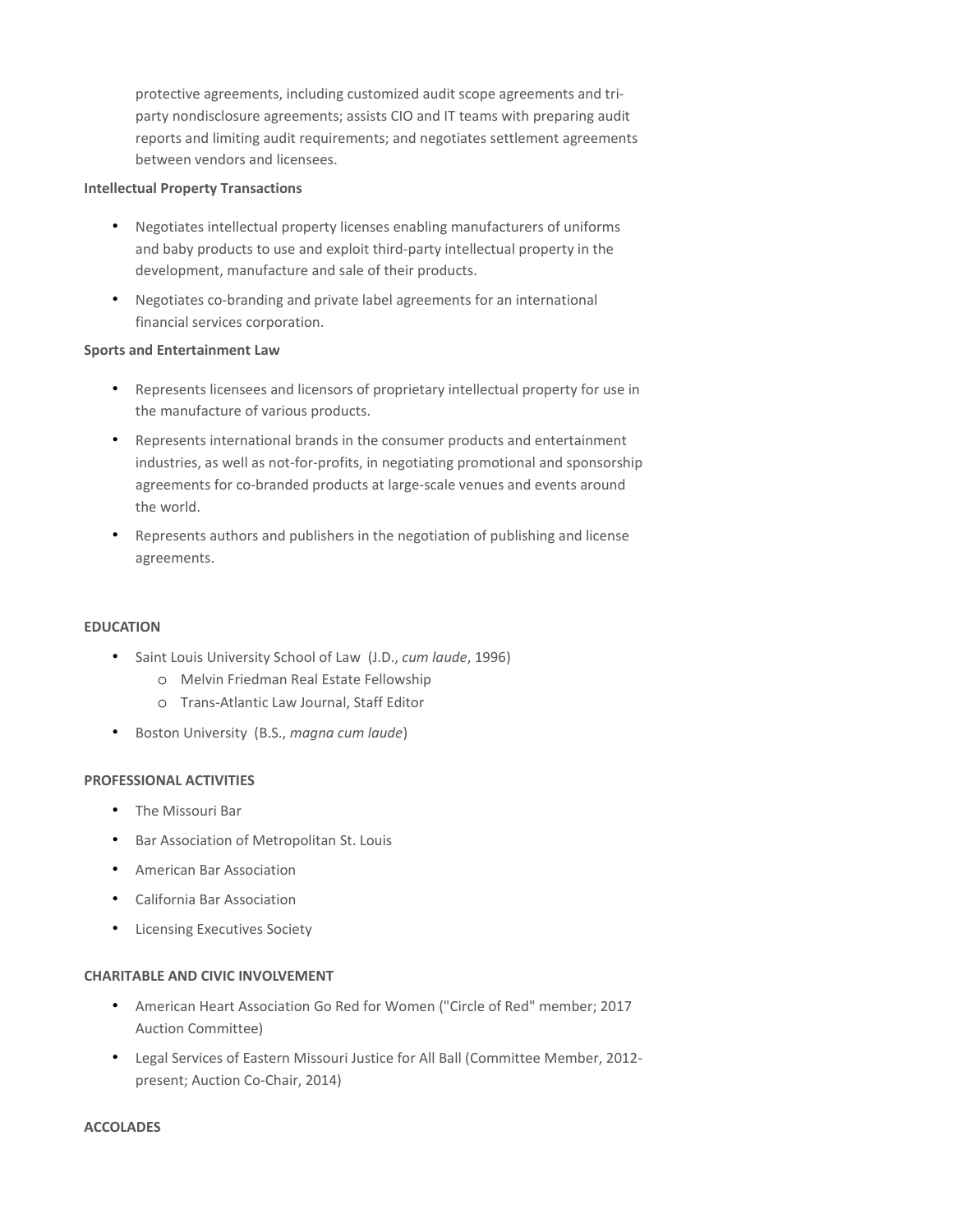protective agreements, including customized audit scope agreements and tri-party nondisclosure agreements; assists CIO and IT teams with preparing audit reports and limiting audit requirements; and negotiates settlement agreements between vendors and licensees.

**Intellectual Property Transactions**

- Negotiates intellectual property licenses enabling manufacturers of uniforms and baby products to use and exploit third-party intellectual property in the development, manufacture and sale of their products.
- Negotiates co-branding and private label agreements for an international financial services corporation.

**Sports and Entertainment Law**

- Represents licensees and licensors of proprietary intellectual property for use in the manufacture of various products.
- Represents international brands in the consumer products and entertainment industries, as well as not-for-profits, in negotiating promotional and sponsorship agreements for co-branded products at large-scale venues and events around the world.
- Represents authors and publishers in the negotiation of publishing and license agreements.

**EDUCATION**

- Saint Louis University School of Law (J.D., *cum laude*, 1996)
  - Melvin Friedman Real Estate Fellowship
  - Trans-Atlantic Law Journal, Staff Editor
- Boston University (B.S., *magna cum laude*)

**PROFESSIONAL ACTIVITIES**

- The Missouri Bar
- Bar Association of Metropolitan St. Louis
- American Bar Association
- California Bar Association
- Licensing Executives Society

**CHARITABLE AND CIVIC INVOLVEMENT**

- American Heart Association Go Red for Women ("Circle of Red" member; 2017 Auction Committee)
- Legal Services of Eastern Missouri Justice for All Ball (Committee Member, 2012-present; Auction Co-Chair, 2014)

**ACCOLADES**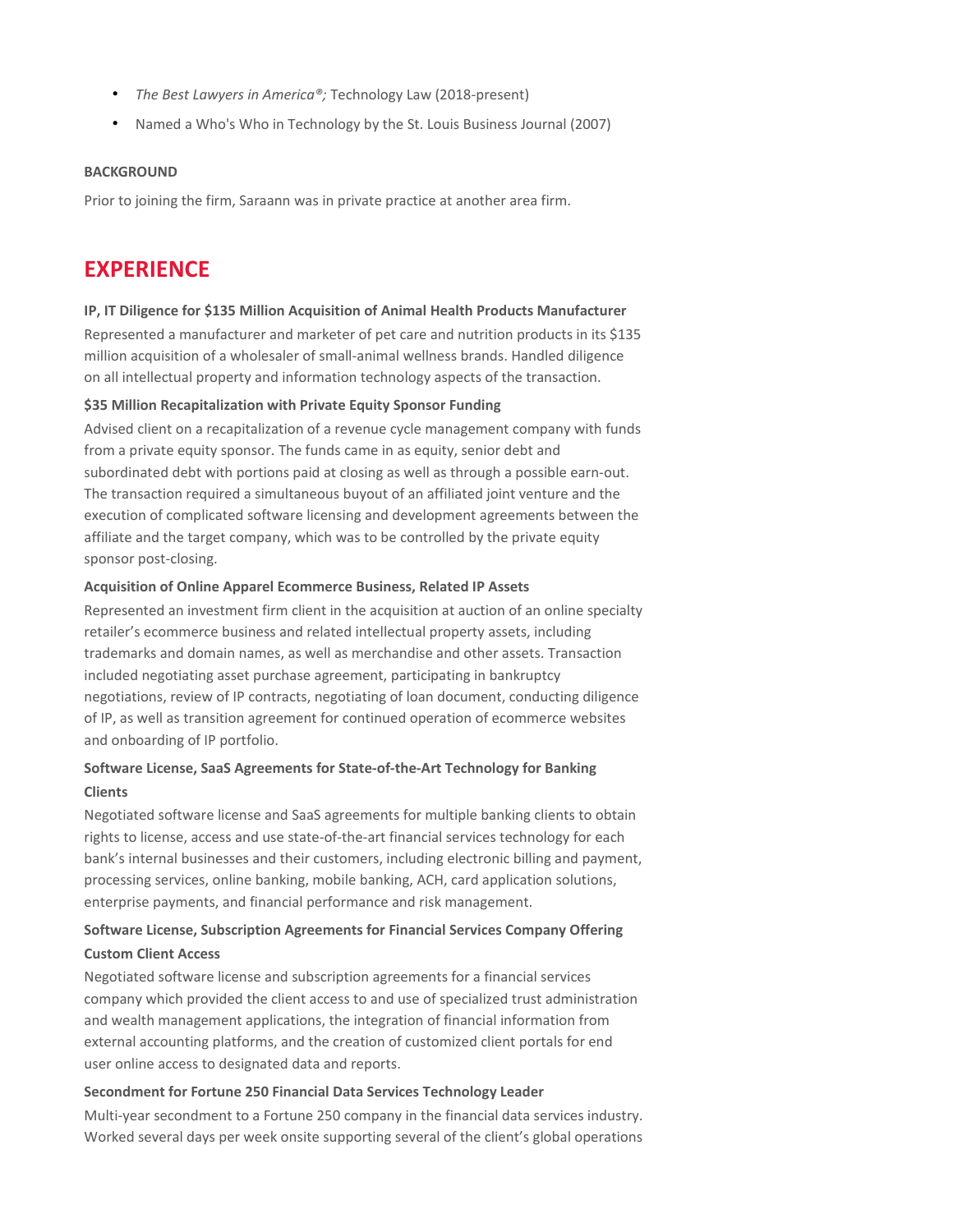- *The Best Lawyers in America®;* Technology Law (2018-present)
- Named a Who's Who in Technology by the St. Louis Business Journal (2007)

**BACKGROUND**

Prior to joining the firm, Saraann was in private practice at another area firm.

## EXPERIENCE

**IP, IT Diligence for $135 Million Acquisition of Animal Health Products Manufacturer**

Represented a manufacturer and marketer of pet care and nutrition products in its $135 million acquisition of a wholesaler of small-animal wellness brands. Handled diligence on all intellectual property and information technology aspects of the transaction.

**$35 Million Recapitalization with Private Equity Sponsor Funding**

Advised client on a recapitalization of a revenue cycle management company with funds from a private equity sponsor. The funds came in as equity, senior debt and subordinated debt with portions paid at closing as well as through a possible earn-out. The transaction required a simultaneous buyout of an affiliated joint venture and the execution of complicated software licensing and development agreements between the affiliate and the target company, which was to be controlled by the private equity sponsor post-closing.

**Acquisition of Online Apparel Ecommerce Business, Related IP Assets**

Represented an investment firm client in the acquisition at auction of an online specialty retailer's ecommerce business and related intellectual property assets, including trademarks and domain names, as well as merchandise and other assets. Transaction included negotiating asset purchase agreement, participating in bankruptcy negotiations, review of IP contracts, negotiating of loan document, conducting diligence of IP, as well as transition agreement for continued operation of ecommerce websites and onboarding of IP portfolio.

**Software License, SaaS Agreements for State-of-the-Art Technology for Banking Clients**

Negotiated software license and SaaS agreements for multiple banking clients to obtain rights to license, access and use state-of-the-art financial services technology for each bank's internal businesses and their customers, including electronic billing and payment, processing services, online banking, mobile banking, ACH, card application solutions, enterprise payments, and financial performance and risk management.

**Software License, Subscription Agreements for Financial Services Company Offering Custom Client Access**

Negotiated software license and subscription agreements for a financial services company which provided the client access to and use of specialized trust administration and wealth management applications, the integration of financial information from external accounting platforms, and the creation of customized client portals for end user online access to designated data and reports.

**Secondment for Fortune 250 Financial Data Services Technology Leader**

Multi-year secondment to a Fortune 250 company in the financial data services industry. Worked several days per week onsite supporting several of the client's global operations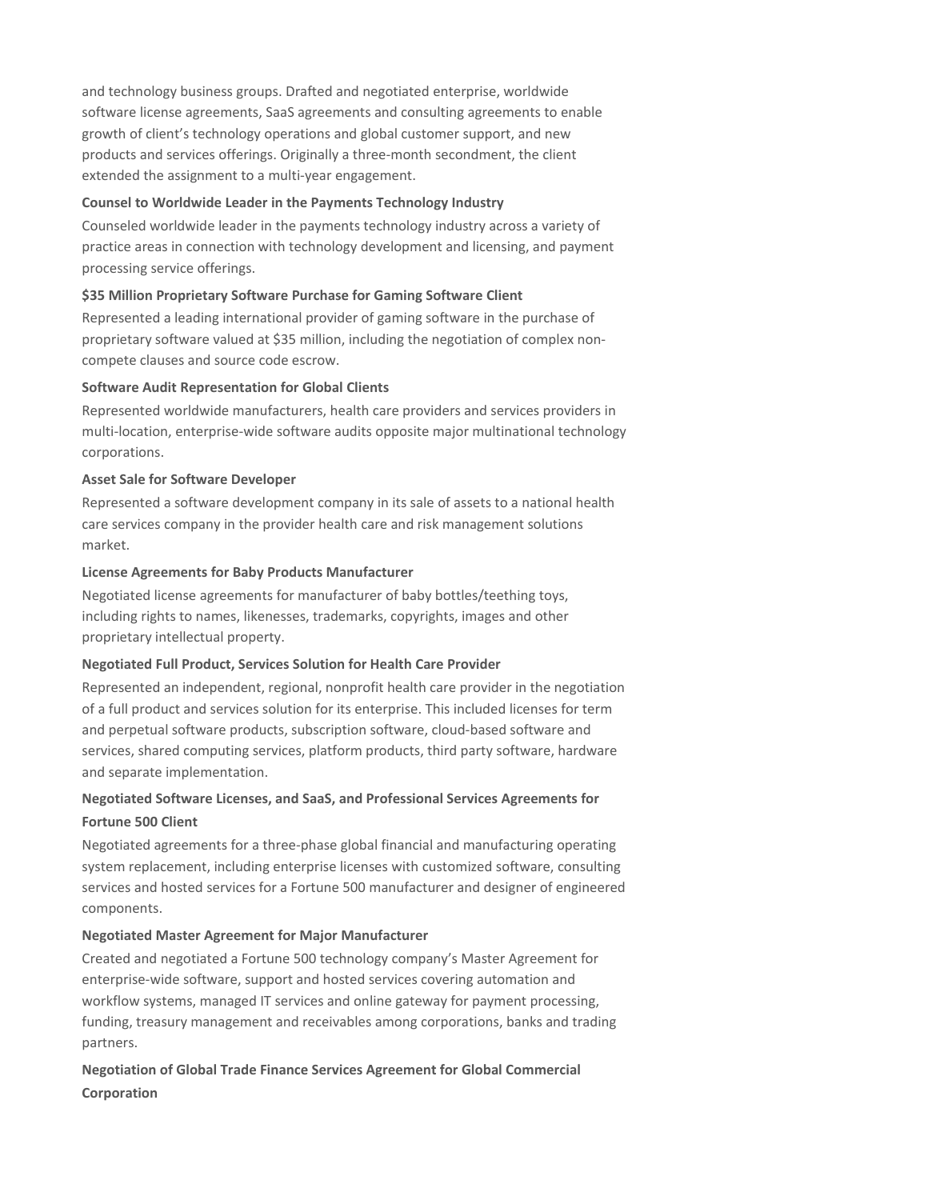and technology business groups. Drafted and negotiated enterprise, worldwide software license agreements, SaaS agreements and consulting agreements to enable growth of client's technology operations and global customer support, and new products and services offerings. Originally a three-month secondment, the client extended the assignment to a multi-year engagement.

**Counsel to Worldwide Leader in the Payments Technology Industry**

Counseled worldwide leader in the payments technology industry across a variety of practice areas in connection with technology development and licensing, and payment processing service offerings.

**$35 Million Proprietary Software Purchase for Gaming Software Client**

Represented a leading international provider of gaming software in the purchase of proprietary software valued at $35 million, including the negotiation of complex non-compete clauses and source code escrow.

**Software Audit Representation for Global Clients**

Represented worldwide manufacturers, health care providers and services providers in multi-location, enterprise-wide software audits opposite major multinational technology corporations.

**Asset Sale for Software Developer**

Represented a software development company in its sale of assets to a national health care services company in the provider health care and risk management solutions market.

**License Agreements for Baby Products Manufacturer**

Negotiated license agreements for manufacturer of baby bottles/teething toys, including rights to names, likenesses, trademarks, copyrights, images and other proprietary intellectual property.

**Negotiated Full Product, Services Solution for Health Care Provider**

Represented an independent, regional, nonprofit health care provider in the negotiation of a full product and services solution for its enterprise. This included licenses for term and perpetual software products, subscription software, cloud-based software and services, shared computing services, platform products, third party software, hardware and separate implementation.

**Negotiated Software Licenses, and SaaS, and Professional Services Agreements for Fortune 500 Client**

Negotiated agreements for a three-phase global financial and manufacturing operating system replacement, including enterprise licenses with customized software, consulting services and hosted services for a Fortune 500 manufacturer and designer of engineered components.

**Negotiated Master Agreement for Major Manufacturer**

Created and negotiated a Fortune 500 technology company's Master Agreement for enterprise-wide software, support and hosted services covering automation and workflow systems, managed IT services and online gateway for payment processing, funding, treasury management and receivables among corporations, banks and trading partners.

**Negotiation of Global Trade Finance Services Agreement for Global Commercial Corporation**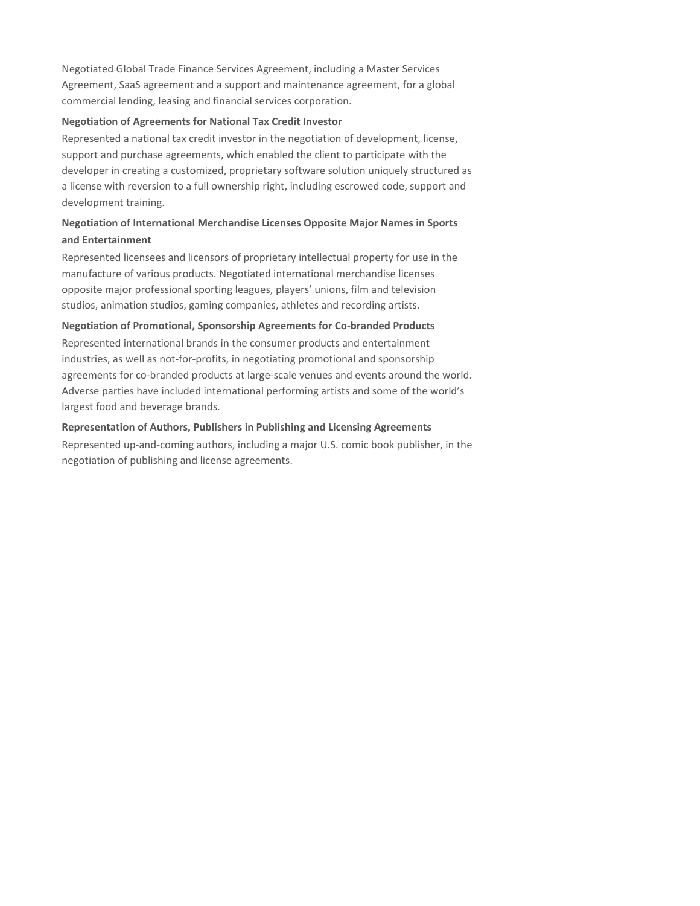Negotiated Global Trade Finance Services Agreement, including a Master Services Agreement, SaaS agreement and a support and maintenance agreement, for a global commercial lending, leasing and financial services corporation.

**Negotiation of Agreements for National Tax Credit Investor**

Represented a national tax credit investor in the negotiation of development, license, support and purchase agreements, which enabled the client to participate with the developer in creating a customized, proprietary software solution uniquely structured as a license with reversion to a full ownership right, including escrowed code, support and development training.

**Negotiation of International Merchandise Licenses Opposite Major Names in Sports and Entertainment**

Represented licensees and licensors of proprietary intellectual property for use in the manufacture of various products. Negotiated international merchandise licenses opposite major professional sporting leagues, players' unions, film and television studios, animation studios, gaming companies, athletes and recording artists.

**Negotiation of Promotional, Sponsorship Agreements for Co-branded Products**

Represented international brands in the consumer products and entertainment industries, as well as not-for-profits, in negotiating promotional and sponsorship agreements for co-branded products at large-scale venues and events around the world. Adverse parties have included international performing artists and some of the world's largest food and beverage brands.

**Representation of Authors, Publishers in Publishing and Licensing Agreements**

Represented up-and-coming authors, including a major U.S. comic book publisher, in the negotiation of publishing and license agreements.